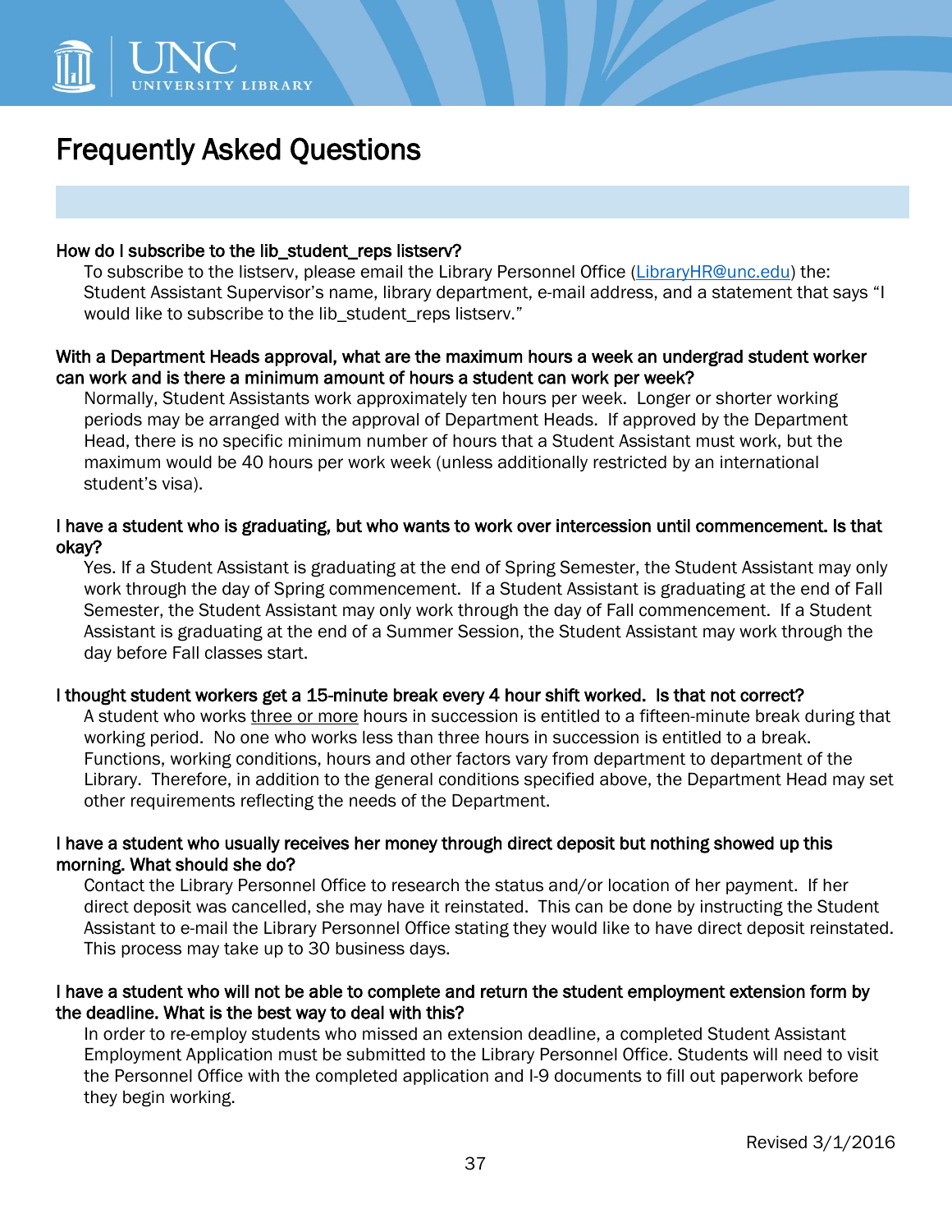# Frequently Asked Questions

**How do I subscribe to the lib_student_reps listserv?**

To subscribe to the listserv, please email the Library Personnel Office (LibraryHR@unc.edu) the: Student Assistant Supervisor's name, library department, e-mail address, and a statement that says "I would like to subscribe to the lib_student_reps listserv."

**With a Department Heads approval, what are the maximum hours a week an undergrad student worker can work and is there a minimum amount of hours a student can work per week?**

Normally, Student Assistants work approximately ten hours per week. Longer or shorter working periods may be arranged with the approval of Department Heads. If approved by the Department Head, there is no specific minimum number of hours that a Student Assistant must work, but the maximum would be 40 hours per work week (unless additionally restricted by an international student's visa).

**I have a student who is graduating, but who wants to work over intercession until commencement. Is that okay?**

Yes. If a Student Assistant is graduating at the end of Spring Semester, the Student Assistant may only work through the day of Spring commencement. If a Student Assistant is graduating at the end of Fall Semester, the Student Assistant may only work through the day of Fall commencement. If a Student Assistant is graduating at the end of a Summer Session, the Student Assistant may work through the day before Fall classes start.

**I thought student workers get a 15-minute break every 4 hour shift worked. Is that not correct?**

A student who works three or more hours in succession is entitled to a fifteen-minute break during that working period. No one who works less than three hours in succession is entitled to a break. Functions, working conditions, hours and other factors vary from department to department of the Library. Therefore, in addition to the general conditions specified above, the Department Head may set other requirements reflecting the needs of the Department.

**I have a student who usually receives her money through direct deposit but nothing showed up this morning. What should she do?**

Contact the Library Personnel Office to research the status and/or location of her payment. If her direct deposit was cancelled, she may have it reinstated. This can be done by instructing the Student Assistant to e-mail the Library Personnel Office stating they would like to have direct deposit reinstated. This process may take up to 30 business days.

**I have a student who will not be able to complete and return the student employment extension form by the deadline. What is the best way to deal with this?**

In order to re-employ students who missed an extension deadline, a completed Student Assistant Employment Application must be submitted to the Library Personnel Office. Students will need to visit the Personnel Office with the completed application and I-9 documents to fill out paperwork before they begin working.

Revised 3/1/2016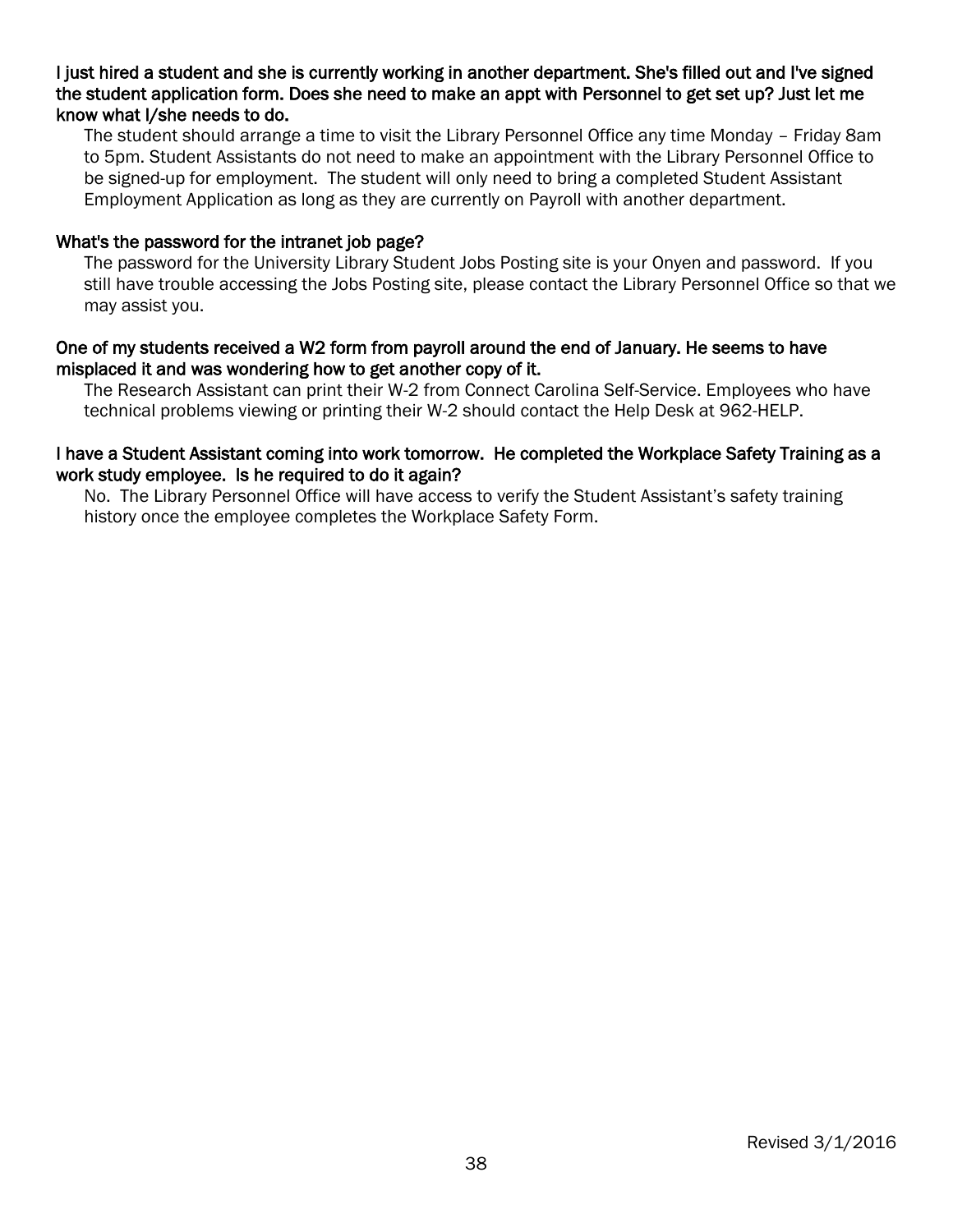**I just hired a student and she is currently working in another department. She's filled out and I've signed the student application form. Does she need to make an appt with Personnel to get set up? Just let me know what I/she needs to do.**

The student should arrange a time to visit the Library Personnel Office any time Monday – Friday 8am to 5pm. Student Assistants do not need to make an appointment with the Library Personnel Office to be signed-up for employment. The student will only need to bring a completed Student Assistant Employment Application as long as they are currently on Payroll with another department.

**What's the password for the intranet job page?**

The password for the University Library Student Jobs Posting site is your Onyen and password. If you still have trouble accessing the Jobs Posting site, please contact the Library Personnel Office so that we may assist you.

**One of my students received a W2 form from payroll around the end of January. He seems to have misplaced it and was wondering how to get another copy of it.**

The Research Assistant can print their W-2 from Connect Carolina Self-Service. Employees who have technical problems viewing or printing their W-2 should contact the Help Desk at 962-HELP.

**I have a Student Assistant coming into work tomorrow. He completed the Workplace Safety Training as a work study employee. Is he required to do it again?**

No. The Library Personnel Office will have access to verify the Student Assistant's safety training history once the employee completes the Workplace Safety Form.

Revised 3/1/2016